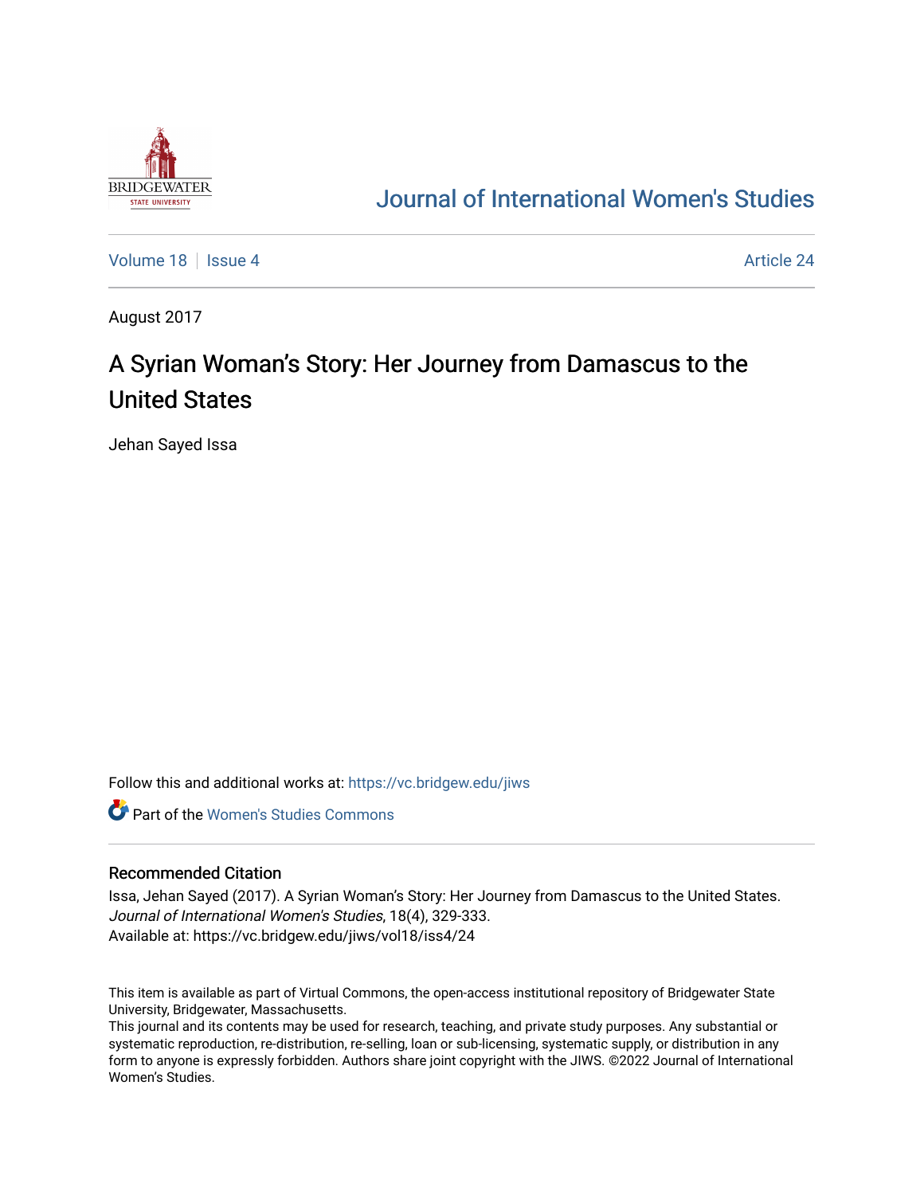# Journal of International Women's Studies

Volume 18 | Issue 4 | Article 24

August 2017

# A Syrian Woman's Story: Her Journey from Damascus to the United States

Jehan Sayed Issa

Follow this and additional works at: https://vc.bridgew.edu/jiws

Part of the Women's Studies Commons

## Recommended Citation

Issa, Jehan Sayed (2017). A Syrian Woman's Story: Her Journey from Damascus to the United States. *Journal of International Women's Studies*, 18(4), 329-333.
Available at: https://vc.bridgew.edu/jiws/vol18/iss4/24

This item is available as part of Virtual Commons, the open-access institutional repository of Bridgewater State University, Bridgewater, Massachusetts.
This journal and its contents may be used for research, teaching, and private study purposes. Any substantial or systematic reproduction, re-distribution, re-selling, loan or sub-licensing, systematic supply, or distribution in any form to anyone is expressly forbidden. Authors share joint copyright with the JIWS. ©2022 Journal of International Women's Studies.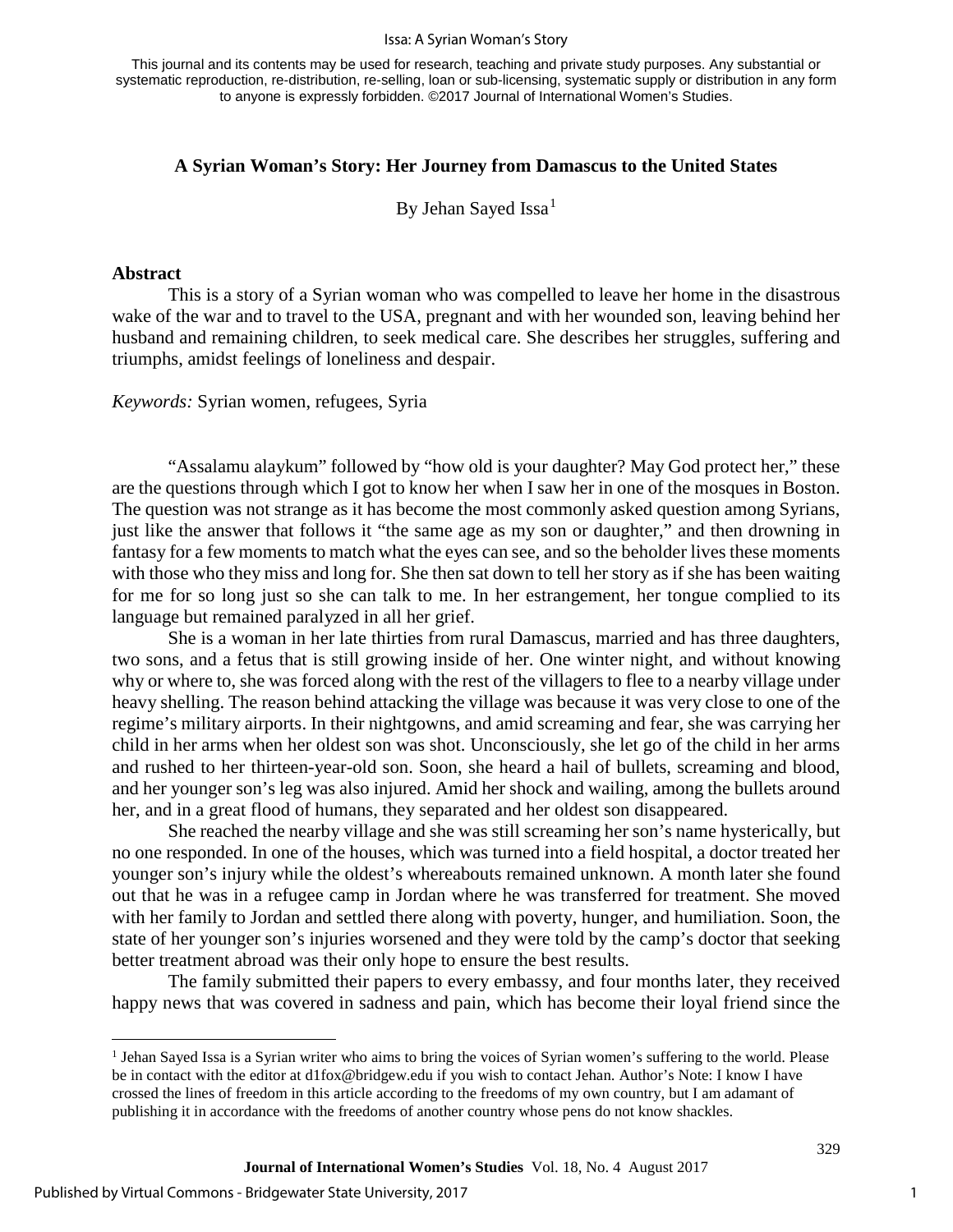This journal and its contents may be used for research, teaching and private study purposes. Any substantial or systematic reproduction, re-distribution, re-selling, loan or sub-licensing, systematic supply or distribution in any form to anyone is expressly forbidden. ©2017 Journal of International Women's Studies.

## A Syrian Woman's Story: Her Journey from Damascus to the United States

By Jehan Sayed Issa[1]

### Abstract

This is a story of a Syrian woman who was compelled to leave her home in the disastrous wake of the war and to travel to the USA, pregnant and with her wounded son, leaving behind her husband and remaining children, to seek medical care. She describes her struggles, suffering and triumphs, amidst feelings of loneliness and despair.

*Keywords:* Syrian women, refugees, Syria

"Assalamu alaykum" followed by "how old is your daughter? May God protect her," these are the questions through which I got to know her when I saw her in one of the mosques in Boston. The question was not strange as it has become the most commonly asked question among Syrians, just like the answer that follows it "the same age as my son or daughter," and then drowning in fantasy for a few moments to match what the eyes can see, and so the beholder lives these moments with those who they miss and long for. She then sat down to tell her story as if she has been waiting for me for so long just so she can talk to me. In her estrangement, her tongue complied to its language but remained paralyzed in all her grief.

She is a woman in her late thirties from rural Damascus, married and has three daughters, two sons, and a fetus that is still growing inside of her. One winter night, and without knowing why or where to, she was forced along with the rest of the villagers to flee to a nearby village under heavy shelling. The reason behind attacking the village was because it was very close to one of the regime's military airports. In their nightgowns, and amid screaming and fear, she was carrying her child in her arms when her oldest son was shot. Unconsciously, she let go of the child in her arms and rushed to her thirteen-year-old son. Soon, she heard a hail of bullets, screaming and blood, and her younger son's leg was also injured. Amid her shock and wailing, among the bullets around her, and in a great flood of humans, they separated and her oldest son disappeared.

She reached the nearby village and she was still screaming her son's name hysterically, but no one responded. In one of the houses, which was turned into a field hospital, a doctor treated her younger son's injury while the oldest's whereabouts remained unknown. A month later she found out that he was in a refugee camp in Jordan where he was transferred for treatment. She moved with her family to Jordan and settled there along with poverty, hunger, and humiliation. Soon, the state of her younger son's injuries worsened and they were told by the camp's doctor that seeking better treatment abroad was their only hope to ensure the best results.

The family submitted their papers to every embassy, and four months later, they received happy news that was covered in sadness and pain, which has become their loyal friend since the

---

[1] Jehan Sayed Issa is a Syrian writer who aims to bring the voices of Syrian women's suffering to the world. Please be in contact with the editor at d1fox@bridgew.edu if you wish to contact Jehan. Author's Note: I know I have crossed the lines of freedom in this article according to the freedoms of my own country, but I am adamant of publishing it in accordance with the freedoms of another country whose pens do not know shackles.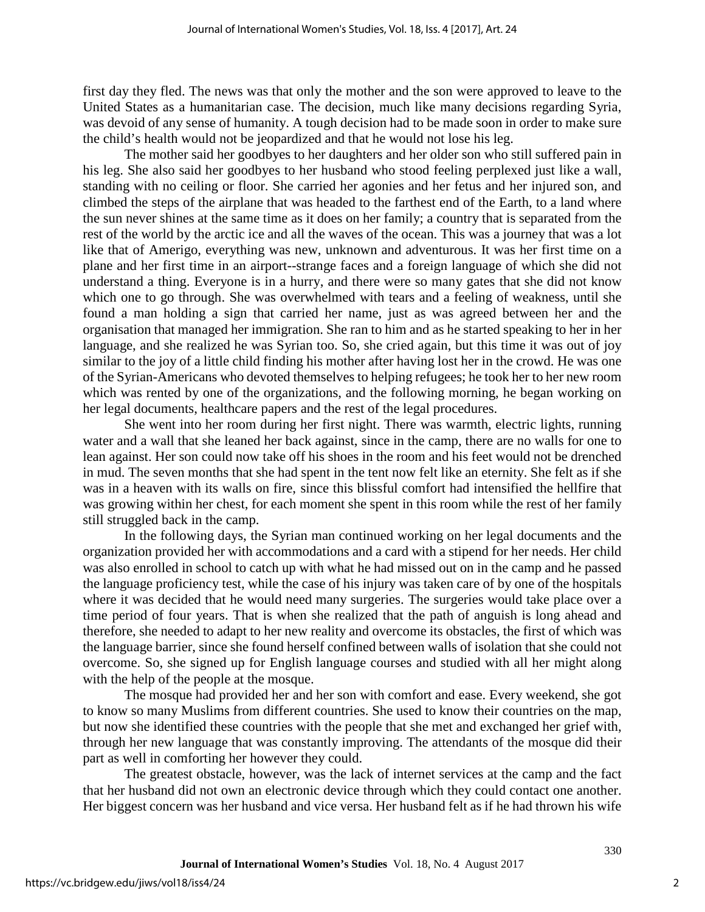first day they fled. The news was that only the mother and the son were approved to leave to the United States as a humanitarian case. The decision, much like many decisions regarding Syria, was devoid of any sense of humanity. A tough decision had to be made soon in order to make sure the child's health would not be jeopardized and that he would not lose his leg.

The mother said her goodbyes to her daughters and her older son who still suffered pain in his leg. She also said her goodbyes to her husband who stood feeling perplexed just like a wall, standing with no ceiling or floor. She carried her agonies and her fetus and her injured son, and climbed the steps of the airplane that was headed to the farthest end of the Earth, to a land where the sun never shines at the same time as it does on her family; a country that is separated from the rest of the world by the arctic ice and all the waves of the ocean. This was a journey that was a lot like that of Amerigo, everything was new, unknown and adventurous. It was her first time on a plane and her first time in an airport--strange faces and a foreign language of which she did not understand a thing. Everyone is in a hurry, and there were so many gates that she did not know which one to go through. She was overwhelmed with tears and a feeling of weakness, until she found a man holding a sign that carried her name, just as was agreed between her and the organisation that managed her immigration. She ran to him and as he started speaking to her in her language, and she realized he was Syrian too. So, she cried again, but this time it was out of joy similar to the joy of a little child finding his mother after having lost her in the crowd. He was one of the Syrian-Americans who devoted themselves to helping refugees; he took her to her new room which was rented by one of the organizations, and the following morning, he began working on her legal documents, healthcare papers and the rest of the legal procedures.

She went into her room during her first night. There was warmth, electric lights, running water and a wall that she leaned her back against, since in the camp, there are no walls for one to lean against. Her son could now take off his shoes in the room and his feet would not be drenched in mud. The seven months that she had spent in the tent now felt like an eternity. She felt as if she was in a heaven with its walls on fire, since this blissful comfort had intensified the hellfire that was growing within her chest, for each moment she spent in this room while the rest of her family still struggled back in the camp.

In the following days, the Syrian man continued working on her legal documents and the organization provided her with accommodations and a card with a stipend for her needs. Her child was also enrolled in school to catch up with what he had missed out on in the camp and he passed the language proficiency test, while the case of his injury was taken care of by one of the hospitals where it was decided that he would need many surgeries. The surgeries would take place over a time period of four years. That is when she realized that the path of anguish is long ahead and therefore, she needed to adapt to her new reality and overcome its obstacles, the first of which was the language barrier, since she found herself confined between walls of isolation that she could not overcome. So, she signed up for English language courses and studied with all her might along with the help of the people at the mosque.

The mosque had provided her and her son with comfort and ease. Every weekend, she got to know so many Muslims from different countries. She used to know their countries on the map, but now she identified these countries with the people that she met and exchanged her grief with, through her new language that was constantly improving. The attendants of the mosque did their part as well in comforting her however they could.

The greatest obstacle, however, was the lack of internet services at the camp and the fact that her husband did not own an electronic device through which they could contact one another. Her biggest concern was her husband and vice versa. Her husband felt as if he had thrown his wife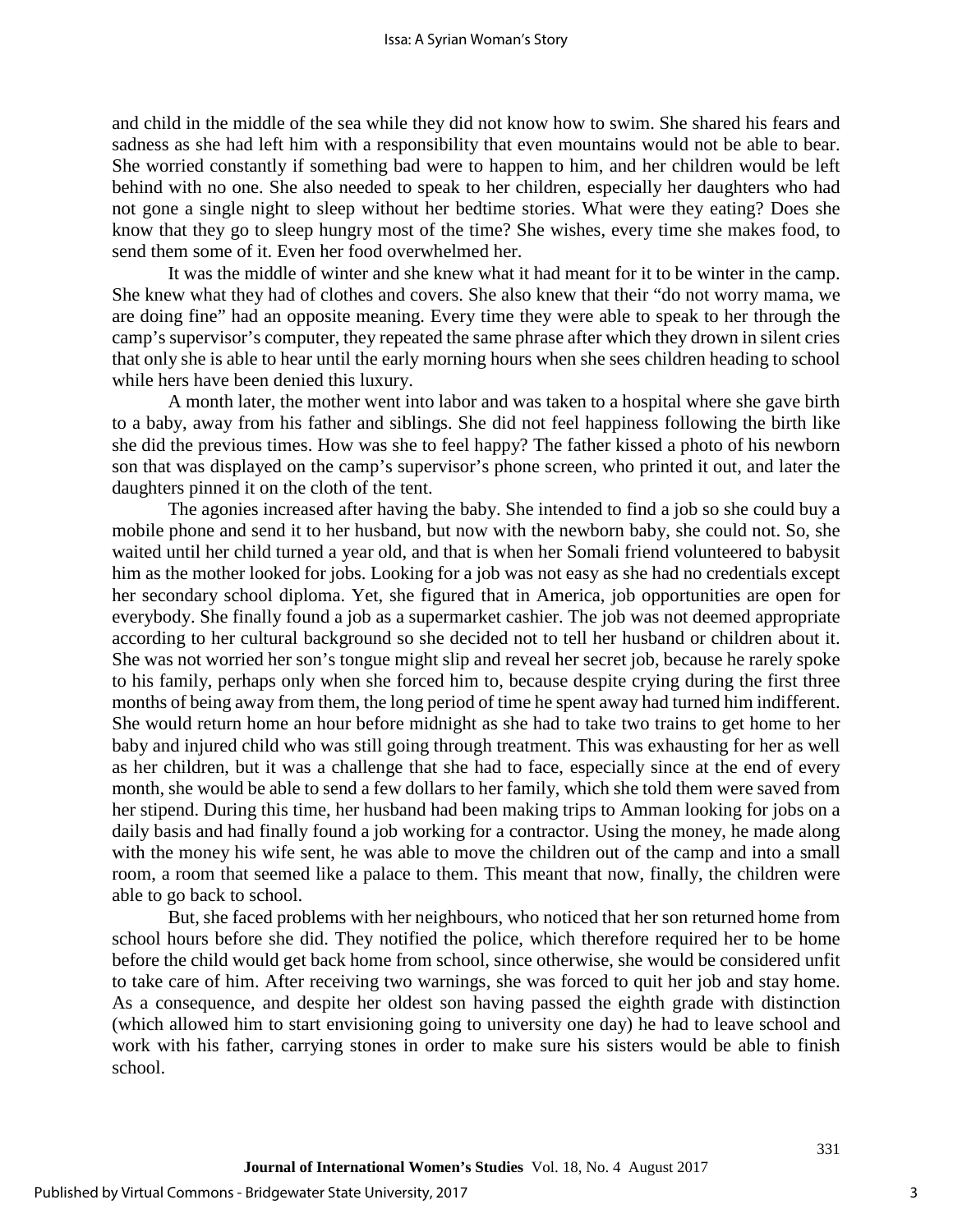and child in the middle of the sea while they did not know how to swim. She shared his fears and sadness as she had left him with a responsibility that even mountains would not be able to bear. She worried constantly if something bad were to happen to him, and her children would be left behind with no one. She also needed to speak to her children, especially her daughters who had not gone a single night to sleep without her bedtime stories. What were they eating? Does she know that they go to sleep hungry most of the time? She wishes, every time she makes food, to send them some of it. Even her food overwhelmed her.

It was the middle of winter and she knew what it had meant for it to be winter in the camp. She knew what they had of clothes and covers. She also knew that their "do not worry mama, we are doing fine" had an opposite meaning. Every time they were able to speak to her through the camp's supervisor's computer, they repeated the same phrase after which they drown in silent cries that only she is able to hear until the early morning hours when she sees children heading to school while hers have been denied this luxury.

A month later, the mother went into labor and was taken to a hospital where she gave birth to a baby, away from his father and siblings. She did not feel happiness following the birth like she did the previous times. How was she to feel happy? The father kissed a photo of his newborn son that was displayed on the camp's supervisor's phone screen, who printed it out, and later the daughters pinned it on the cloth of the tent.

The agonies increased after having the baby. She intended to find a job so she could buy a mobile phone and send it to her husband, but now with the newborn baby, she could not. So, she waited until her child turned a year old, and that is when her Somali friend volunteered to babysit him as the mother looked for jobs. Looking for a job was not easy as she had no credentials except her secondary school diploma. Yet, she figured that in America, job opportunities are open for everybody. She finally found a job as a supermarket cashier. The job was not deemed appropriate according to her cultural background so she decided not to tell her husband or children about it. She was not worried her son's tongue might slip and reveal her secret job, because he rarely spoke to his family, perhaps only when she forced him to, because despite crying during the first three months of being away from them, the long period of time he spent away had turned him indifferent. She would return home an hour before midnight as she had to take two trains to get home to her baby and injured child who was still going through treatment. This was exhausting for her as well as her children, but it was a challenge that she had to face, especially since at the end of every month, she would be able to send a few dollars to her family, which she told them were saved from her stipend. During this time, her husband had been making trips to Amman looking for jobs on a daily basis and had finally found a job working for a contractor. Using the money, he made along with the money his wife sent, he was able to move the children out of the camp and into a small room, a room that seemed like a palace to them. This meant that now, finally, the children were able to go back to school.

But, she faced problems with her neighbours, who noticed that her son returned home from school hours before she did. They notified the police, which therefore required her to be home before the child would get back home from school, since otherwise, she would be considered unfit to take care of him. After receiving two warnings, she was forced to quit her job and stay home. As a consequence, and despite her oldest son having passed the eighth grade with distinction (which allowed him to start envisioning going to university one day) he had to leave school and work with his father, carrying stones in order to make sure his sisters would be able to finish school.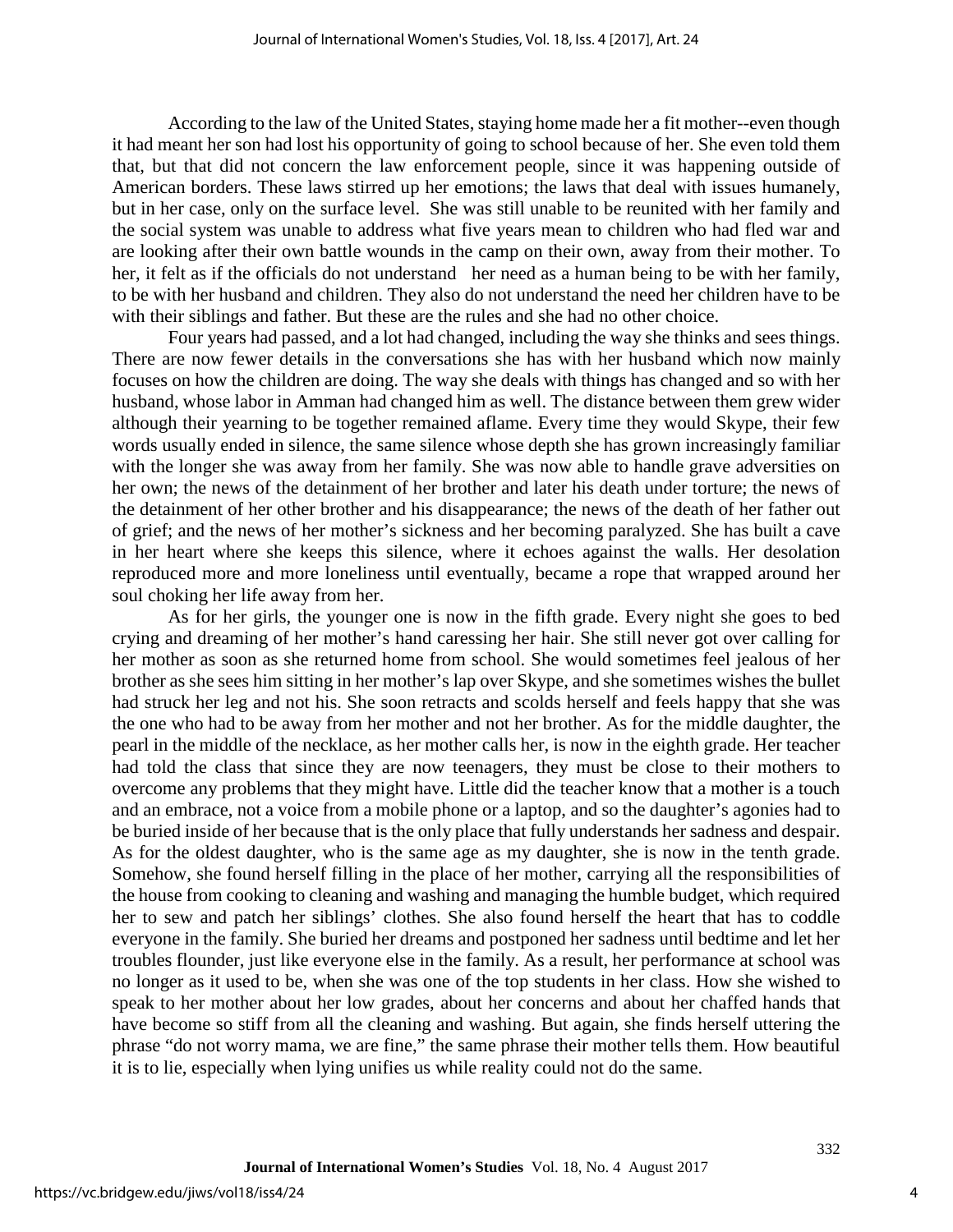According to the law of the United States, staying home made her a fit mother--even though it had meant her son had lost his opportunity of going to school because of her. She even told them that, but that did not concern the law enforcement people, since it was happening outside of American borders. These laws stirred up her emotions; the laws that deal with issues humanely, but in her case, only on the surface level. She was still unable to be reunited with her family and the social system was unable to address what five years mean to children who had fled war and are looking after their own battle wounds in the camp on their own, away from their mother. To her, it felt as if the officials do not understand her need as a human being to be with her family, to be with her husband and children. They also do not understand the need her children have to be with their siblings and father. But these are the rules and she had no other choice.

Four years had passed, and a lot had changed, including the way she thinks and sees things. There are now fewer details in the conversations she has with her husband which now mainly focuses on how the children are doing. The way she deals with things has changed and so with her husband, whose labor in Amman had changed him as well. The distance between them grew wider although their yearning to be together remained aflame. Every time they would Skype, their few words usually ended in silence, the same silence whose depth she has grown increasingly familiar with the longer she was away from her family. She was now able to handle grave adversities on her own; the news of the detainment of her brother and later his death under torture; the news of the detainment of her other brother and his disappearance; the news of the death of her father out of grief; and the news of her mother's sickness and her becoming paralyzed. She has built a cave in her heart where she keeps this silence, where it echoes against the walls. Her desolation reproduced more and more loneliness until eventually, became a rope that wrapped around her soul choking her life away from her.

As for her girls, the younger one is now in the fifth grade. Every night she goes to bed crying and dreaming of her mother's hand caressing her hair. She still never got over calling for her mother as soon as she returned home from school. She would sometimes feel jealous of her brother as she sees him sitting in her mother's lap over Skype, and she sometimes wishes the bullet had struck her leg and not his. She soon retracts and scolds herself and feels happy that she was the one who had to be away from her mother and not her brother. As for the middle daughter, the pearl in the middle of the necklace, as her mother calls her, is now in the eighth grade. Her teacher had told the class that since they are now teenagers, they must be close to their mothers to overcome any problems that they might have. Little did the teacher know that a mother is a touch and an embrace, not a voice from a mobile phone or a laptop, and so the daughter's agonies had to be buried inside of her because that is the only place that fully understands her sadness and despair. As for the oldest daughter, who is the same age as my daughter, she is now in the tenth grade. Somehow, she found herself filling in the place of her mother, carrying all the responsibilities of the house from cooking to cleaning and washing and managing the humble budget, which required her to sew and patch her siblings' clothes. She also found herself the heart that has to coddle everyone in the family. She buried her dreams and postponed her sadness until bedtime and let her troubles flounder, just like everyone else in the family. As a result, her performance at school was no longer as it used to be, when she was one of the top students in her class. How she wished to speak to her mother about her low grades, about her concerns and about her chaffed hands that have become so stiff from all the cleaning and washing. But again, she finds herself uttering the phrase "do not worry mama, we are fine," the same phrase their mother tells them. How beautiful it is to lie, especially when lying unifies us while reality could not do the same.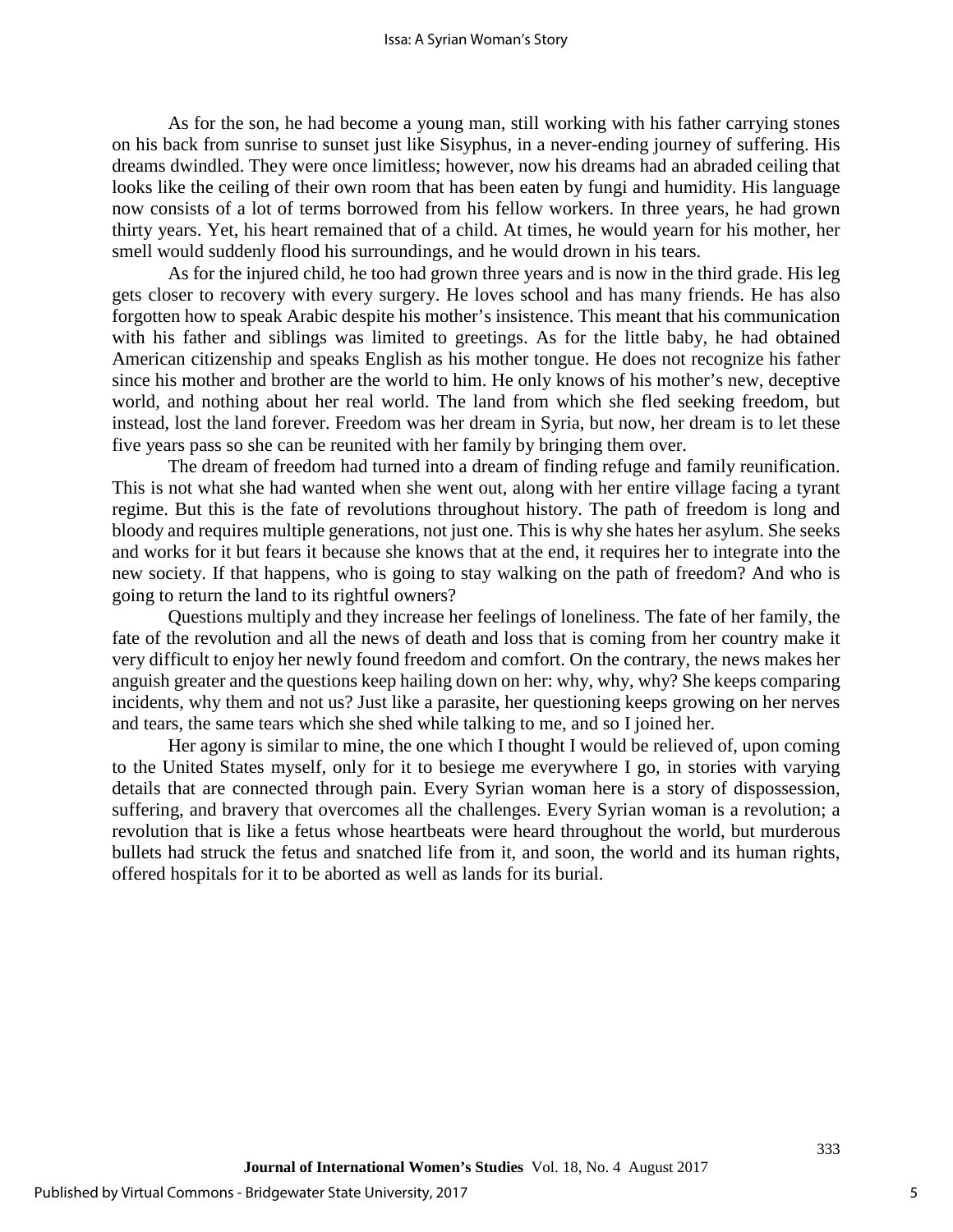As for the son, he had become a young man, still working with his father carrying stones on his back from sunrise to sunset just like Sisyphus, in a never-ending journey of suffering. His dreams dwindled. They were once limitless; however, now his dreams had an abraded ceiling that looks like the ceiling of their own room that has been eaten by fungi and humidity. His language now consists of a lot of terms borrowed from his fellow workers. In three years, he had grown thirty years. Yet, his heart remained that of a child. At times, he would yearn for his mother, her smell would suddenly flood his surroundings, and he would drown in his tears.

As for the injured child, he too had grown three years and is now in the third grade. His leg gets closer to recovery with every surgery. He loves school and has many friends. He has also forgotten how to speak Arabic despite his mother's insistence. This meant that his communication with his father and siblings was limited to greetings. As for the little baby, he had obtained American citizenship and speaks English as his mother tongue. He does not recognize his father since his mother and brother are the world to him. He only knows of his mother's new, deceptive world, and nothing about her real world. The land from which she fled seeking freedom, but instead, lost the land forever. Freedom was her dream in Syria, but now, her dream is to let these five years pass so she can be reunited with her family by bringing them over.

The dream of freedom had turned into a dream of finding refuge and family reunification. This is not what she had wanted when she went out, along with her entire village facing a tyrant regime. But this is the fate of revolutions throughout history. The path of freedom is long and bloody and requires multiple generations, not just one. This is why she hates her asylum. She seeks and works for it but fears it because she knows that at the end, it requires her to integrate into the new society. If that happens, who is going to stay walking on the path of freedom? And who is going to return the land to its rightful owners?

Questions multiply and they increase her feelings of loneliness. The fate of her family, the fate of the revolution and all the news of death and loss that is coming from her country make it very difficult to enjoy her newly found freedom and comfort. On the contrary, the news makes her anguish greater and the questions keep hailing down on her: why, why, why? She keeps comparing incidents, why them and not us? Just like a parasite, her questioning keeps growing on her nerves and tears, the same tears which she shed while talking to me, and so I joined her.

Her agony is similar to mine, the one which I thought I would be relieved of, upon coming to the United States myself, only for it to besiege me everywhere I go, in stories with varying details that are connected through pain. Every Syrian woman here is a story of dispossession, suffering, and bravery that overcomes all the challenges. Every Syrian woman is a revolution; a revolution that is like a fetus whose heartbeats were heard throughout the world, but murderous bullets had struck the fetus and snatched life from it, and soon, the world and its human rights, offered hospitals for it to be aborted as well as lands for its burial.